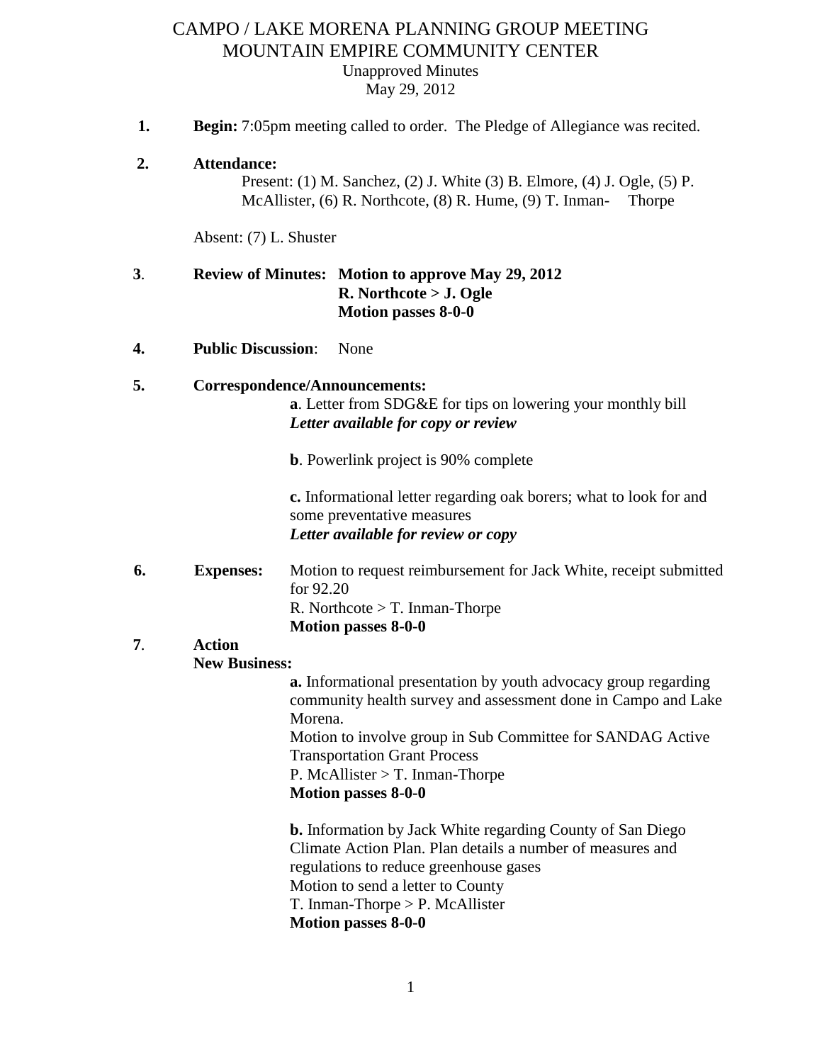# CAMPO / LAKE MORENA PLANNING GROUP MEETING
## MOUNTAIN EMPIRE COMMUNITY CENTER

Unapproved Minutes
May 29, 2012

1. **Begin:** 7:05pm meeting called to order. The Pledge of Allegiance was recited.

2. **Attendance:**

   Present: (1) M. Sanchez, (2) J. White (3) B. Elmore, (4) J. Ogle, (5) P. McAllister, (6) R. Northcote, (8) R. Hume, (9) T. Inman- Thorpe

   Absent: (7) L. Shuster

3. **Review of Minutes:** **Motion to approve May 29, 2012**
   **R. Northcote > J. Ogle**
   **Motion passes 8-0-0**

4. **Public Discussion**: None

5. **Correspondence/Announcements:**

   **a**. Letter from SDG&E for tips on lowering your monthly bill
   ***Letter available for copy or review***

   **b**. Powerlink project is 90% complete

   **c.** Informational letter regarding oak borers; what to look for and some preventative measures
   ***Letter available for review or copy***

6. **Expenses:** Motion to request reimbursement for Jack White, receipt submitted for 92.20
   R. Northcote > T. Inman-Thorpe
   **Motion passes 8-0-0**

7. **Action**
   **New Business:**

   **a.** Informational presentation by youth advocacy group regarding community health survey and assessment done in Campo and Lake Morena.
   Motion to involve group in Sub Committee for SANDAG Active Transportation Grant Process
   P. McAllister > T. Inman-Thorpe
   **Motion passes 8-0-0**

   **b.** Information by Jack White regarding County of San Diego Climate Action Plan. Plan details a number of measures and regulations to reduce greenhouse gases
   Motion to send a letter to County
   T. Inman-Thorpe > P. McAllister
   **Motion passes 8-0-0**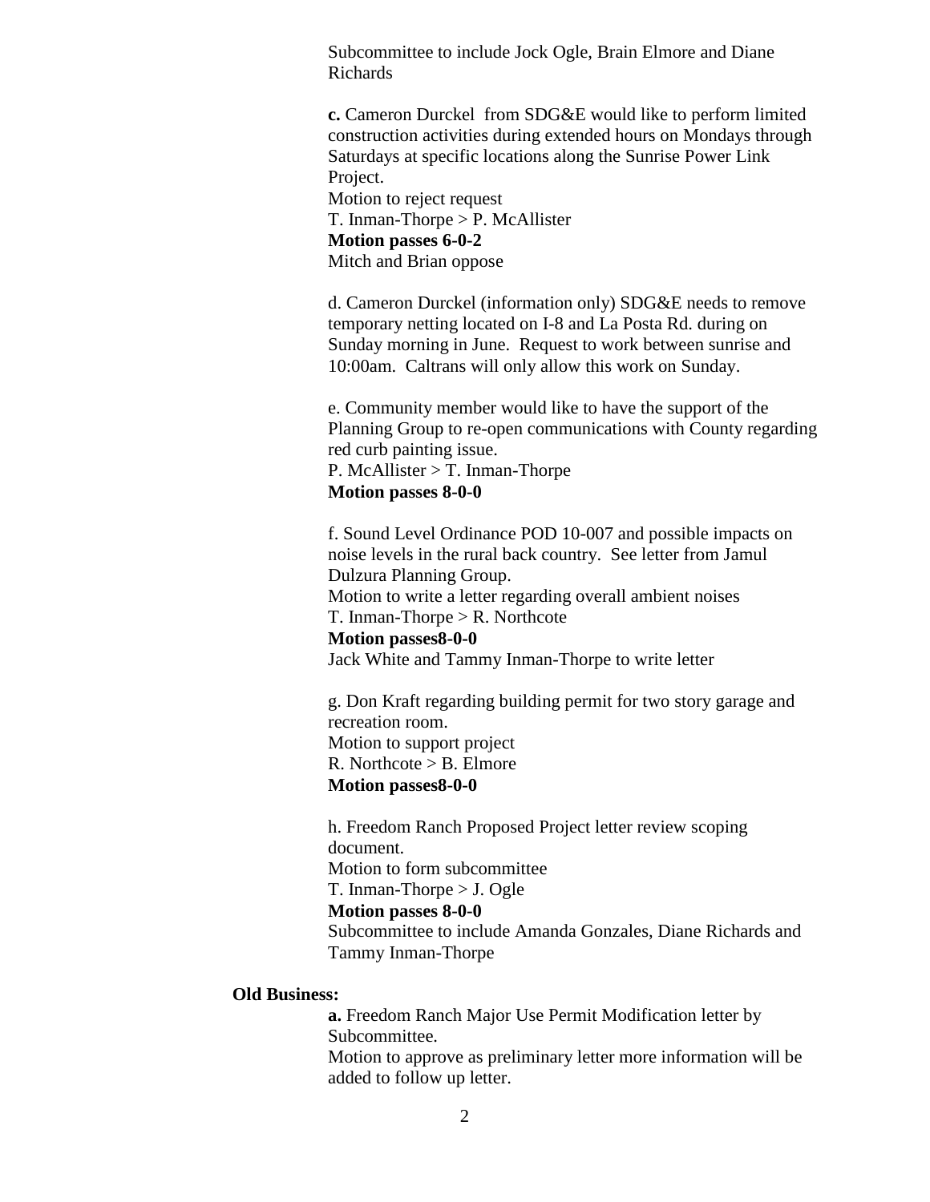Subcommittee to include Jock Ogle, Brain Elmore and Diane Richards

**c.** Cameron Durckel from SDG&E would like to perform limited construction activities during extended hours on Mondays through Saturdays at specific locations along the Sunrise Power Link Project.
Motion to reject request
T. Inman-Thorpe > P. McAllister
**Motion passes 6-0-2**
Mitch and Brian oppose

d. Cameron Durckel (information only) SDG&E needs to remove temporary netting located on I-8 and La Posta Rd. during on Sunday morning in June. Request to work between sunrise and 10:00am. Caltrans will only allow this work on Sunday.

e. Community member would like to have the support of the Planning Group to re-open communications with County regarding red curb painting issue.
P. McAllister > T. Inman-Thorpe
**Motion passes 8-0-0**

f. Sound Level Ordinance POD 10-007 and possible impacts on noise levels in the rural back country. See letter from Jamul Dulzura Planning Group.
Motion to write a letter regarding overall ambient noises
T. Inman-Thorpe > R. Northcote
**Motion passes8-0-0**
Jack White and Tammy Inman-Thorpe to write letter

g. Don Kraft regarding building permit for two story garage and recreation room.
Motion to support project
R. Northcote > B. Elmore
**Motion passes8-0-0**

h. Freedom Ranch Proposed Project letter review scoping document.
Motion to form subcommittee
T. Inman-Thorpe > J. Ogle
**Motion passes 8-0-0**
Subcommittee to include Amanda Gonzales, Diane Richards and Tammy Inman-Thorpe

**Old Business:**

**a.** Freedom Ranch Major Use Permit Modification letter by Subcommittee.
Motion to approve as preliminary letter more information will be added to follow up letter.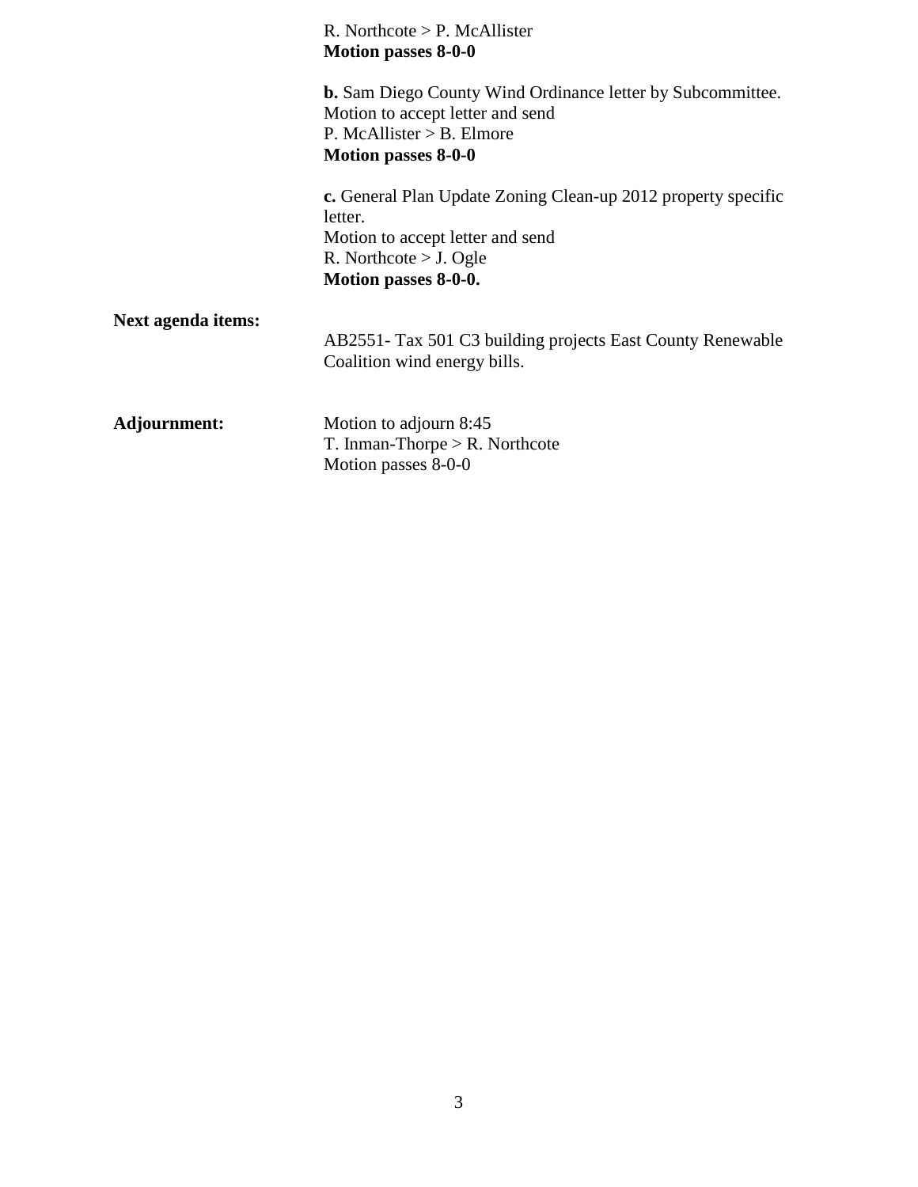R. Northcote > P. McAllister
**Motion passes 8-0-0**

**b.** Sam Diego County Wind Ordinance letter by Subcommittee.
Motion to accept letter and send
P. McAllister > B. Elmore
**Motion passes 8-0-0**

**c.** General Plan Update Zoning Clean-up 2012 property specific letter.
Motion to accept letter and send
R. Northcote > J. Ogle
**Motion passes 8-0-0.**

**Next agenda items:**

AB2551- Tax 501 C3 building projects East County Renewable Coalition wind energy bills.

**Adjournment:**

Motion to adjourn 8:45
T. Inman-Thorpe > R. Northcote
Motion passes 8-0-0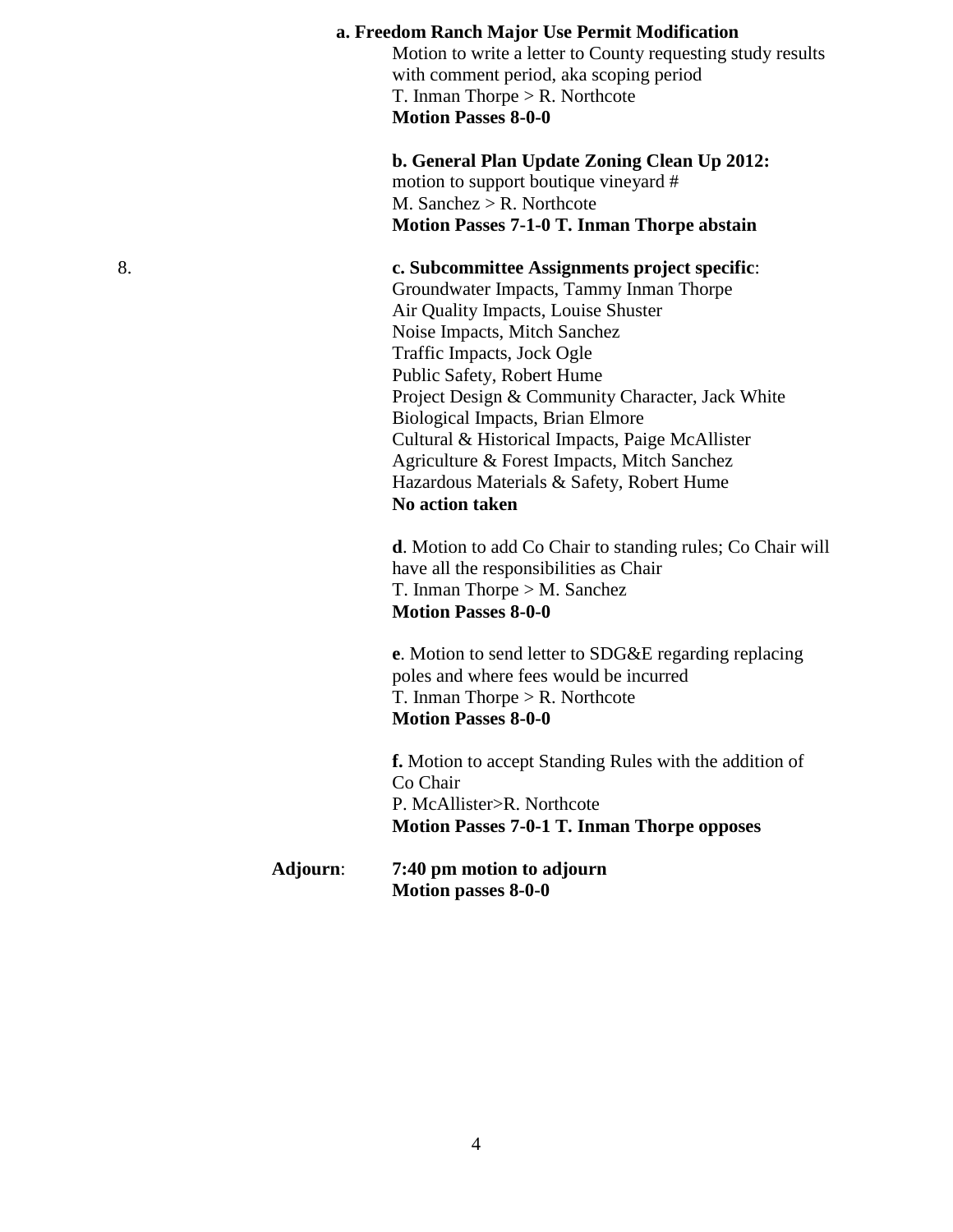**a. Freedom Ranch Major Use Permit Modification**

Motion to write a letter to County requesting study results with comment period, aka scoping period
T. Inman Thorpe > R. Northcote
**Motion Passes 8-0-0**

**b. General Plan Update Zoning Clean Up 2012:**
motion to support boutique vineyard #
M. Sanchez > R. Northcote
**Motion Passes 7-1-0 T. Inman Thorpe abstain**

8. **c. Subcommittee Assignments project specific**:
Groundwater Impacts, Tammy Inman Thorpe
Air Quality Impacts, Louise Shuster
Noise Impacts, Mitch Sanchez
Traffic Impacts, Jock Ogle
Public Safety, Robert Hume
Project Design & Community Character, Jack White
Biological Impacts, Brian Elmore
Cultural & Historical Impacts, Paige McAllister
Agriculture & Forest Impacts, Mitch Sanchez
Hazardous Materials & Safety, Robert Hume
**No action taken**

**d**. Motion to add Co Chair to standing rules; Co Chair will have all the responsibilities as Chair
T. Inman Thorpe > M. Sanchez
**Motion Passes 8-0-0**

**e**. Motion to send letter to SDG&E regarding replacing poles and where fees would be incurred
T. Inman Thorpe > R. Northcote
**Motion Passes 8-0-0**

**f.** Motion to accept Standing Rules with the addition of Co Chair
P. McAllister>R. Northcote
**Motion Passes 7-0-1 T. Inman Thorpe opposes**

**Adjourn**: **7:40 pm motion to adjourn**
**Motion passes 8-0-0**